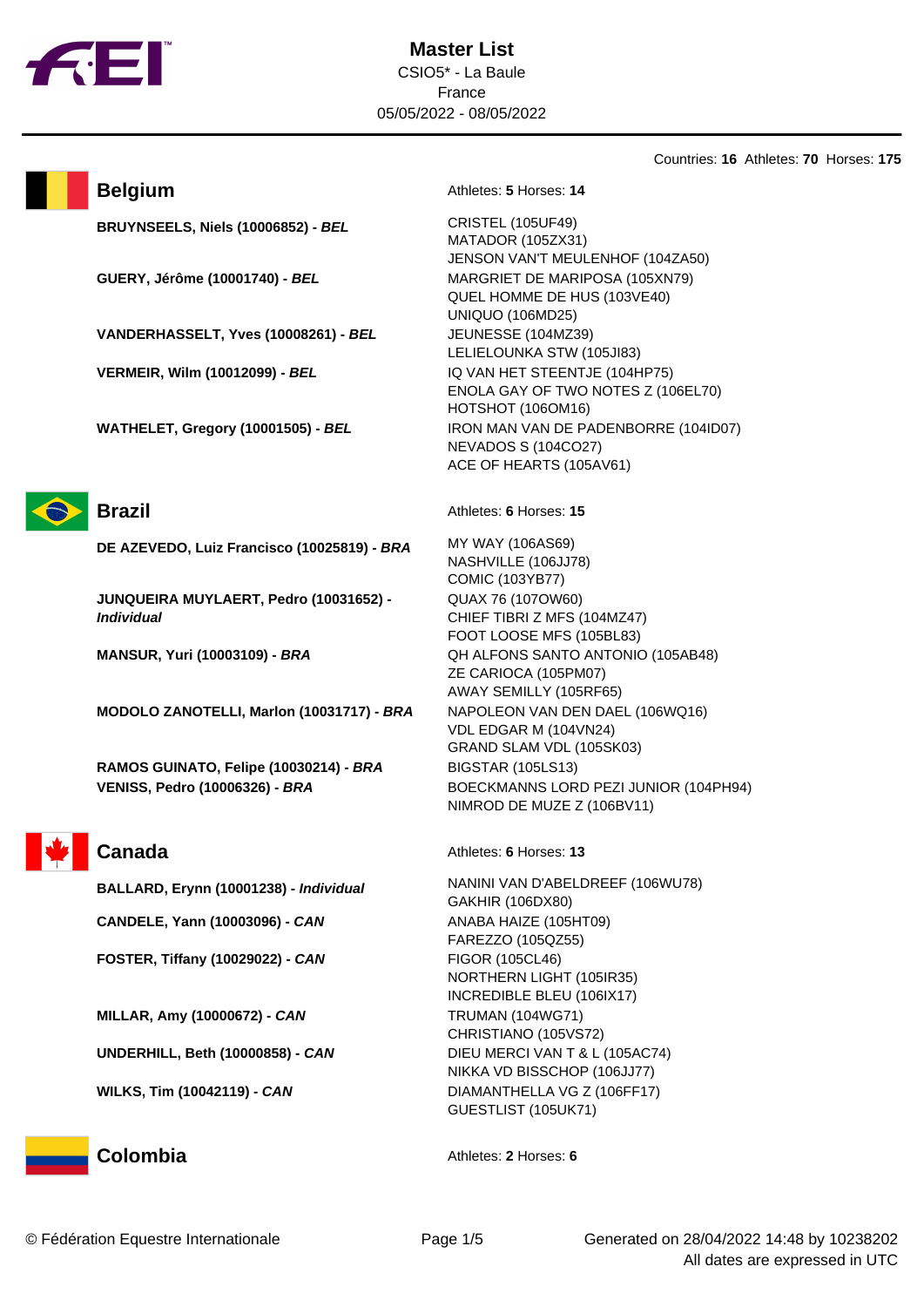# Master List

CSIO5* - La Baule
France
05/05/2022 - 08/05/2022

Countries: **16** Athletes: **70** Horses: **175**

## Belgium

Athletes: **5** Horses: **14**

| Athlete | Horses |
|---|---|
| **BRUYNSEELS, Niels (10006852) - *BEL*** | CRISTEL (105UF49)<br>MATADOR (105ZX31)<br>JENSON VAN'T MEULENHOF (104ZA50) |
| **GUERY, Jérôme (10001740) - *BEL*** | MARGRIET DE MARIPOSA (105XN79)<br>QUEL HOMME DE HUS (103VE40)<br>UNIQUO (106MD25) |
| **VANDERHASSELT, Yves (10008261) - *BEL*** | JEUNESSE (104MZ39)<br>LELIELOUNKA STW (105JI83) |
| **VERMEIR, Wilm (10012099) - *BEL*** | IQ VAN HET STEENTJE (104HP75)<br>ENOLA GAY OF TWO NOTES Z (106EL70)<br>HOTSHOT (106OM16) |
| **WATHELET, Gregory (10001505) - *BEL*** | IRON MAN VAN DE PADENBORRE (104ID07)<br>NEVADOS S (104CO27)<br>ACE OF HEARTS (105AV61) |

## Brazil

Athletes: **6** Horses: **15**

| Athlete | Horses |
|---|---|
| **DE AZEVEDO, Luiz Francisco (10025819) - *BRA*** | MY WAY (106AS69)<br>NASHVILLE (106JJ78)<br>COMIC (103YB77) |
| **JUNQUEIRA MUYLAERT, Pedro (10031652) - *Individual*** | QUAX 76 (107OW60)<br>CHIEF TIBRI Z MFS (104MZ47)<br>FOOT LOOSE MFS (105BL83) |
| **MANSUR, Yuri (10003109) - *BRA*** | QH ALFONS SANTO ANTONIO (105AB48)<br>ZE CARIOCA (105PM07)<br>AWAY SEMILLY (105RF65) |
| **MODOLO ZANOTELLI, Marlon (10031717) - *BRA*** | NAPOLEON VAN DEN DAEL (106WQ16)<br>VDL EDGAR M (104VN24)<br>GRAND SLAM VDL (105SK03) |
| **RAMOS GUINATO, Felipe (10030214) - *BRA*** | BIGSTAR (105LS13) |
| **VENISS, Pedro (10006326) - *BRA*** | BOECKMANNS LORD PEZI JUNIOR (104PH94)<br>NIMROD DE MUZE Z (106BV11) |

## Canada

Athletes: **6** Horses: **13**

| Athlete | Horses |
|---|---|
| **BALLARD, Erynn (10001238) - *Individual*** | NANINI VAN D'ABELDREEF (106WU78)<br>GAKHIR (106DX80) |
| **CANDELE, Yann (10003096) - *CAN*** | ANABA HAIZE (105HT09)<br>FAREZZO (105QZ55) |
| **FOSTER, Tiffany (10029022) - *CAN*** | FIGOR (105CL46)<br>NORTHERN LIGHT (105IR35)<br>INCREDIBLE BLEU (106IX17) |
| **MILLAR, Amy (10000672) - *CAN*** | TRUMAN (104WG71)<br>CHRISTIANO (105VS72) |
| **UNDERHILL, Beth (10000858) - *CAN*** | DIEU MERCI VAN T & L (105AC74)<br>NIKKA VD BISSCHOP (106JJ77) |
| **WILKS, Tim (10042119) - *CAN*** | DIAMANTHELLA VG Z (106FF17)<br>GUESTLIST (105UK71) |

## Colombia

Athletes: **2** Horses: **6**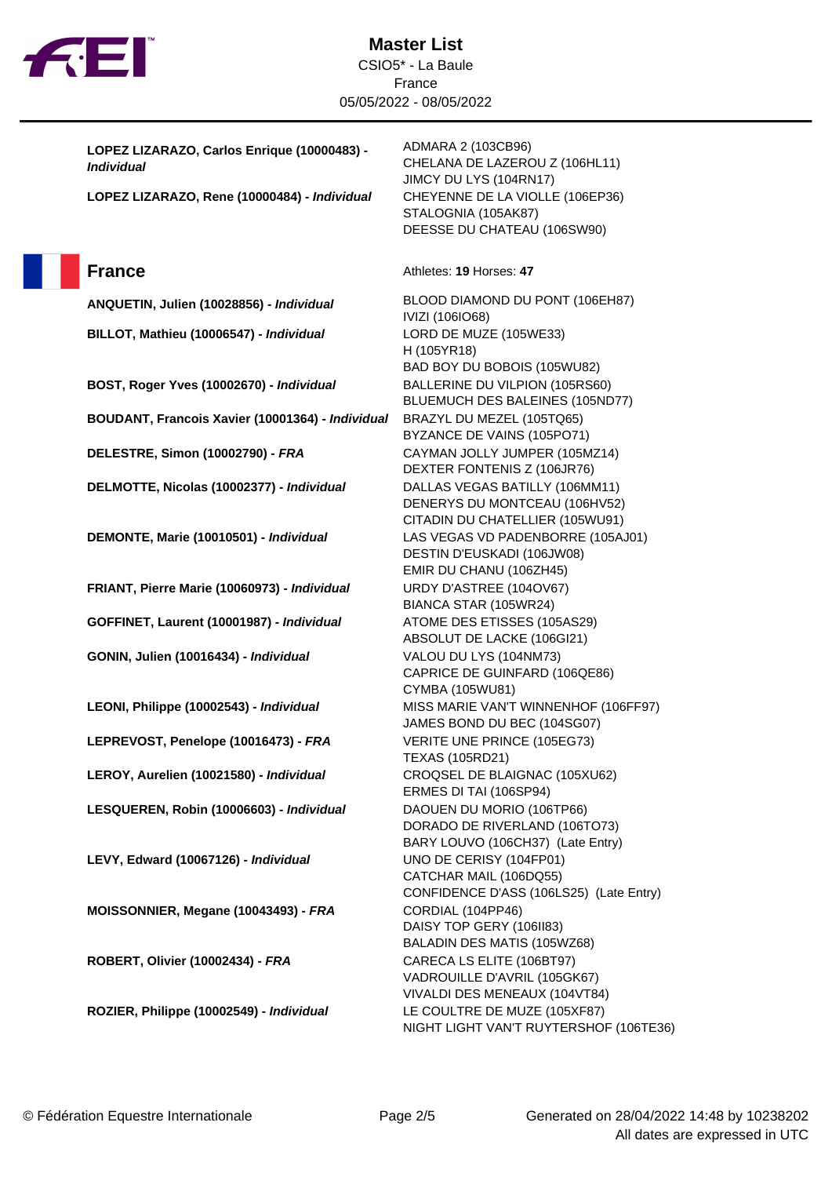| | |
|---|---|
| **LOPEZ LIZARAZO, Carlos Enrique (10000483) -** ***Individual*** | ADMARA 2 (103CB96)<br>CHELANA DE LAZEROU Z (106HL11)<br>JIMCY DU LYS (104RN17) |
| **LOPEZ LIZARAZO, Rene (10000484) -** ***Individual*** | CHEYENNE DE LA VIOLLE (106EP36)<br>STALOGNIA (105AK87)<br>DEESSE DU CHATEAU (106SW90) |

## France

Athletes: **19** Horses: **47**

| | |
|---|---|
| **ANQUETIN, Julien (10028856) -** ***Individual*** | BLOOD DIAMOND DU PONT (106EH87)<br>IVIZI (106IO68) |
| **BILLOT, Mathieu (10006547) -** ***Individual*** | LORD DE MUZE (105WE33)<br>H (105YR18)<br>BAD BOY DU BOBOIS (105WU82) |
| **BOST, Roger Yves (10002670) -** ***Individual*** | BALLERINE DU VILPION (105RS60)<br>BLUEMUCH DES BALEINES (105ND77) |
| **BOUDANT, Francois Xavier (10001364) -** ***Individual*** | BRAZYL DU MEZEL (105TQ65)<br>BYZANCE DE VAINS (105PO71) |
| **DELESTRE, Simon (10002790) -** ***FRA*** | CAYMAN JOLLY JUMPER (105MZ14)<br>DEXTER FONTENIS Z (106JR76) |
| **DELMOTTE, Nicolas (10002377) -** ***Individual*** | DALLAS VEGAS BATILLY (106MM11)<br>DENERYS DU MONTCEAU (106HV52)<br>CITADIN DU CHATELLIER (105WU91) |
| **DEMONTE, Marie (10010501) -** ***Individual*** | LAS VEGAS VD PADENBORRE (105AJ01)<br>DESTIN D'EUSKADI (106JW08)<br>EMIR DU CHANU (106ZH45) |
| **FRIANT, Pierre Marie (10060973) -** ***Individual*** | URDY D'ASTREE (104OV67)<br>BIANCA STAR (105WR24) |
| **GOFFINET, Laurent (10001987) -** ***Individual*** | ATOME DES ETISSES (105AS29)<br>ABSOLUT DE LACKE (106GI21) |
| **GONIN, Julien (10016434) -** ***Individual*** | VALOU DU LYS (104NM73)<br>CAPRICE DE GUINFARD (106QE86)<br>CYMBA (105WU81) |
| **LEONI, Philippe (10002543) -** ***Individual*** | MISS MARIE VAN'T WINNENHOF (106FF97)<br>JAMES BOND DU BEC (104SG07) |
| **LEPREVOST, Penelope (10016473) -** ***FRA*** | VERITE UNE PRINCE (105EG73)<br>TEXAS (105RD21) |
| **LEROY, Aurelien (10021580) -** ***Individual*** | CROQSEL DE BLAIGNAC (105XU62)<br>ERMES DI TAI (106SP94) |
| **LESQUEREN, Robin (10006603) -** ***Individual*** | DAOUEN DU MORIO (106TP66)<br>DORADO DE RIVERLAND (106TO73)<br>BARY LOUVO (106CH37) (Late Entry) |
| **LEVY, Edward (10067126) -** ***Individual*** | UNO DE CERISY (104FP01)<br>CATCHAR MAIL (106DQ55)<br>CONFIDENCE D'ASS (106LS25) (Late Entry) |
| **MOISSONNIER, Megane (10043493) -** ***FRA*** | CORDIAL (104PP46)<br>DAISY TOP GERY (106II83)<br>BALADIN DES MATIS (105WZ68) |
| **ROBERT, Olivier (10002434) -** ***FRA*** | CARECA LS ELITE (106BT97)<br>VADROUILLE D'AVRIL (105GK67)<br>VIVALDI DES MENEAUX (104VT84) |
| **ROZIER, Philippe (10002549) -** ***Individual*** | LE COULTRE DE MUZE (105XF87)<br>NIGHT LIGHT VAN'T RUYTERSHOF (106TE36) |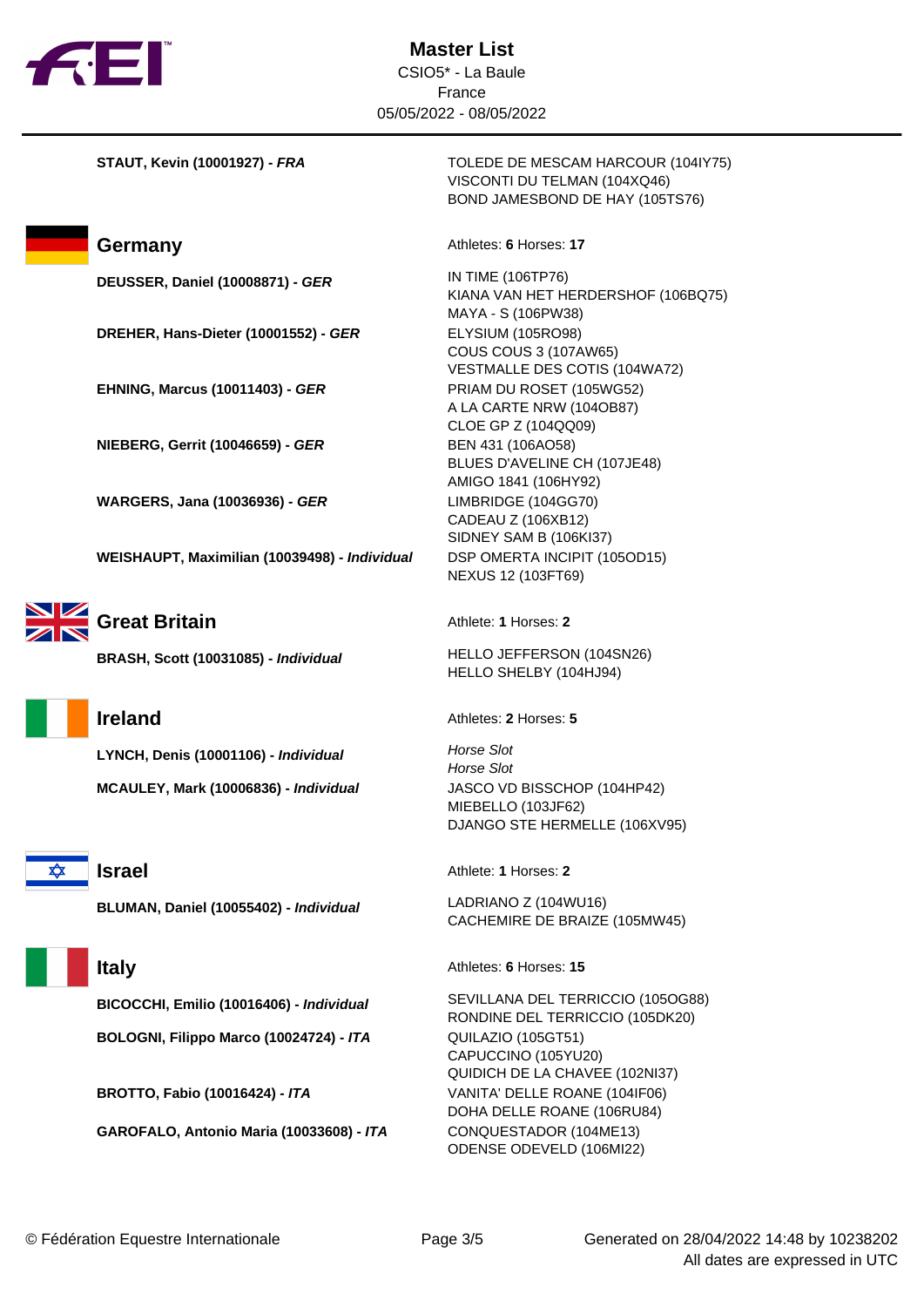# Master List

CSIO5* - La Baule
France
05/05/2022 - 08/05/2022

**STAUT, Kevin (10001927) - *FRA***
TOLEDE DE MESCAM HARCOUR (104IY75)
VISCONTI DU TELMAN (104XQ46)
BOND JAMESBOND DE HAY (105TS76)

## Germany

Athletes: **6** Horses: **17**

**DEUSSER, Daniel (10008871) - *GER***
IN TIME (106TP76)
KIANA VAN HET HERDERSHOF (106BQ75)
MAYA - S (106PW38)

**DREHER, Hans-Dieter (10001552) - *GER***
ELYSIUM (105RO98)
COUS COUS 3 (107AW65)
VESTMALLE DES COTIS (104WA72)

**EHNING, Marcus (10011403) - *GER***
PRIAM DU ROSET (105WG52)
A LA CARTE NRW (104OB87)
CLOE GP Z (104QQ09)

**NIEBERG, Gerrit (10046659) - *GER***
BEN 431 (106AO58)
BLUES D'AVELINE CH (107JE48)
AMIGO 1841 (106HY92)

**WARGERS, Jana (10036936) - *GER***
LIMBRIDGE (104GG70)
CADEAU Z (106XB12)
SIDNEY SAM B (106KI37)

**WEISHAUPT, Maximilian (10039498) - *Individual***
DSP OMERTA INCIPIT (105OD15)
NEXUS 12 (103FT69)

## Great Britain

Athlete: **1** Horses: **2**

**BRASH, Scott (10031085) - *Individual***
HELLO JEFFERSON (104SN26)
HELLO SHELBY (104HJ94)

## Ireland

Athletes: **2** Horses: **5**

**LYNCH, Denis (10001106) - *Individual***
*Horse Slot*
*Horse Slot*

**MCAULEY, Mark (10006836) - *Individual***
JASCO VD BISSCHOP (104HP42)
MIEBELLO (103JF62)
DJANGO STE HERMELLE (106XV95)

## Israel

Athlete: **1** Horses: **2**

**BLUMAN, Daniel (10055402) - *Individual***
LADRIANO Z (104WU16)
CACHEMIRE DE BRAIZE (105MW45)

## Italy

Athletes: **6** Horses: **15**

**BICOCCHI, Emilio (10016406) - *Individual***
SEVILLANA DEL TERRICCIO (105OG88)
RONDINE DEL TERRICCIO (105DK20)

**BOLOGNI, Filippo Marco (10024724) - *ITA***
QUILAZIO (105GT51)
CAPUCCINO (105YU20)
QUIDICH DE LA CHAVEE (102NI37)

**BROTTO, Fabio (10016424) - *ITA***
VANITA' DELLE ROANE (104IF06)
DOHA DELLE ROANE (106RU84)

**GAROFALO, Antonio Maria (10033608) - *ITA***
CONQUESTADOR (104ME13)
ODENSE ODEVELD (106MI22)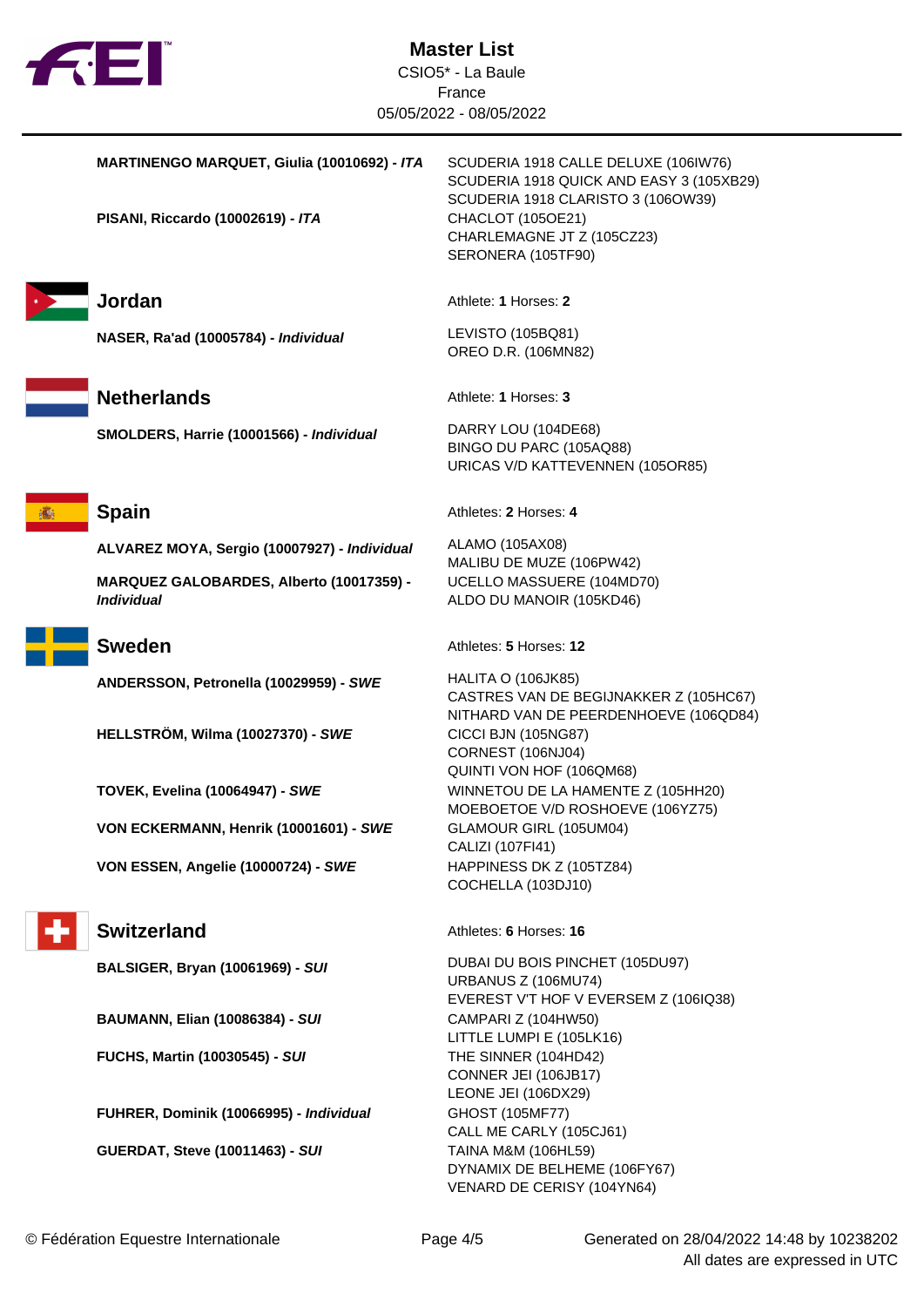# Master List

CSIO5* - La Baule
France
05/05/2022 - 08/05/2022

**MARTINENGO MARQUET, Giulia (10010692) - *ITA***
- SCUDERIA 1918 CALLE DELUXE (106IW76)
- SCUDERIA 1918 QUICK AND EASY 3 (105XB29)
- SCUDERIA 1918 CLARISTO 3 (106OW39)

**PISANI, Riccardo (10002619) - *ITA***
- CHACLOT (105OE21)
- CHARLEMAGNE JT Z (105CZ23)
- SERONERA (105TF90)

## Jordan

Athlete: **1** Horses: **2**

**NASER, Ra'ad (10005784) - *Individual***
- LEVISTO (105BQ81)
- OREO D.R. (106MN82)

## Netherlands

Athlete: **1** Horses: **3**

**SMOLDERS, Harrie (10001566) - *Individual***
- DARRY LOU (104DE68)
- BINGO DU PARC (105AQ88)
- URICAS V/D KATTEVENNEN (105OR85)

## Spain

Athletes: **2** Horses: **4**

**ALVAREZ MOYA, Sergio (10007927) - *Individual***
- ALAMO (105AX08)
- MALIBU DE MUZE (106PW42)

**MARQUEZ GALOBARDES, Alberto (10017359) - *Individual***
- UCELLO MASSUERE (104MD70)
- ALDO DU MANOIR (105KD46)

## Sweden

Athletes: **5** Horses: **12**

**ANDERSSON, Petronella (10029959) - *SWE***
- HALITA O (106JK85)
- CASTRES VAN DE BEGIJNAKKER Z (105HC67)
- NITHARD VAN DE PEERDENHOEVE (106QD84)

**HELLSTRÖM, Wilma (10027370) - *SWE***
- CICCI BJN (105NG87)
- CORNEST (106NJ04)
- QUINTI VON HOF (106QM68)

**TOVEK, Evelina (10064947) - *SWE***
- WINNETOU DE LA HAMENTE Z (105HH20)
- MOEBOETOE V/D ROSHOEVE (106YZ75)

**VON ECKERMANN, Henrik (10001601) - *SWE***
- GLAMOUR GIRL (105UM04)
- CALIZI (107FI41)

**VON ESSEN, Angelie (10000724) - *SWE***
- HAPPINESS DK Z (105TZ84)
- COCHELLA (103DJ10)

## Switzerland

Athletes: **6** Horses: **16**

**BALSIGER, Bryan (10061969) - *SUI***
- DUBAI DU BOIS PINCHET (105DU97)
- URBANUS Z (106MU74)
- EVEREST V'T HOF V EVERSEM Z (106IQ38)

**BAUMANN, Elian (10086384) - *SUI***
- CAMPARI Z (104HW50)
- LITTLE LUMPI E (105LK16)

**FUCHS, Martin (10030545) - *SUI***
- THE SINNER (104HD42)
- CONNER JEI (106JB17)
- LEONE JEI (106DX29)

**FUHRER, Dominik (10066995) - *Individual***
- GHOST (105MF77)
- CALL ME CARLY (105CJ61)

**GUERDAT, Steve (10011463) - *SUI***
- TAINA M&M (106HL59)
- DYNAMIX DE BELHEME (106FY67)
- VENARD DE CERISY (104YN64)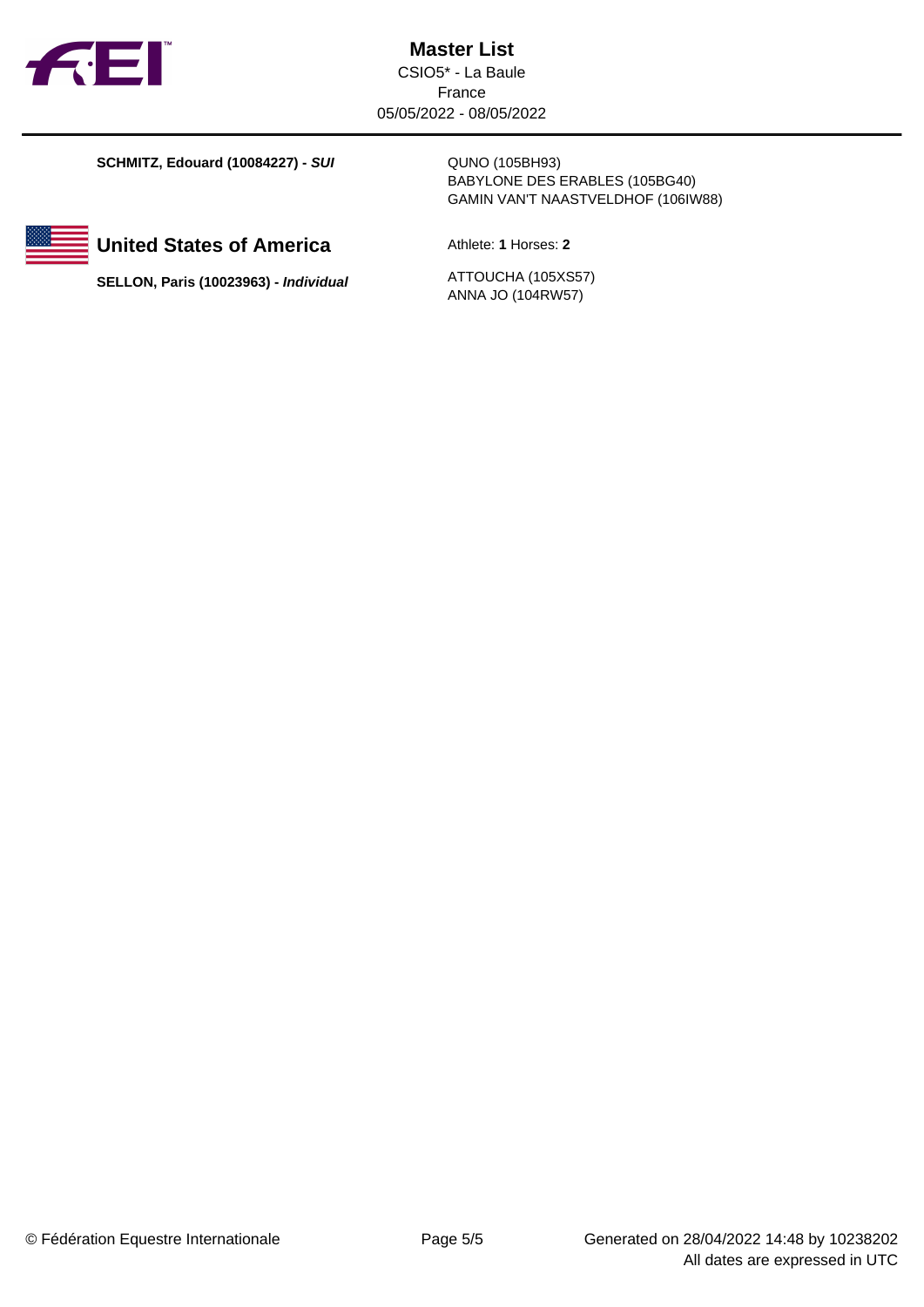**SCHMITZ, Edouard (10084227) - *SUI***

QUNO (105BH93)
BABYLONE DES ERABLES (105BG40)
GAMIN VAN'T NAASTVELDHOF (106IW88)

## United States of America

Athlete: **1** Horses: **2**

**SELLON, Paris (10023963) - *Individual***

ATTOUCHA (105XS57)
ANNA JO (104RW57)